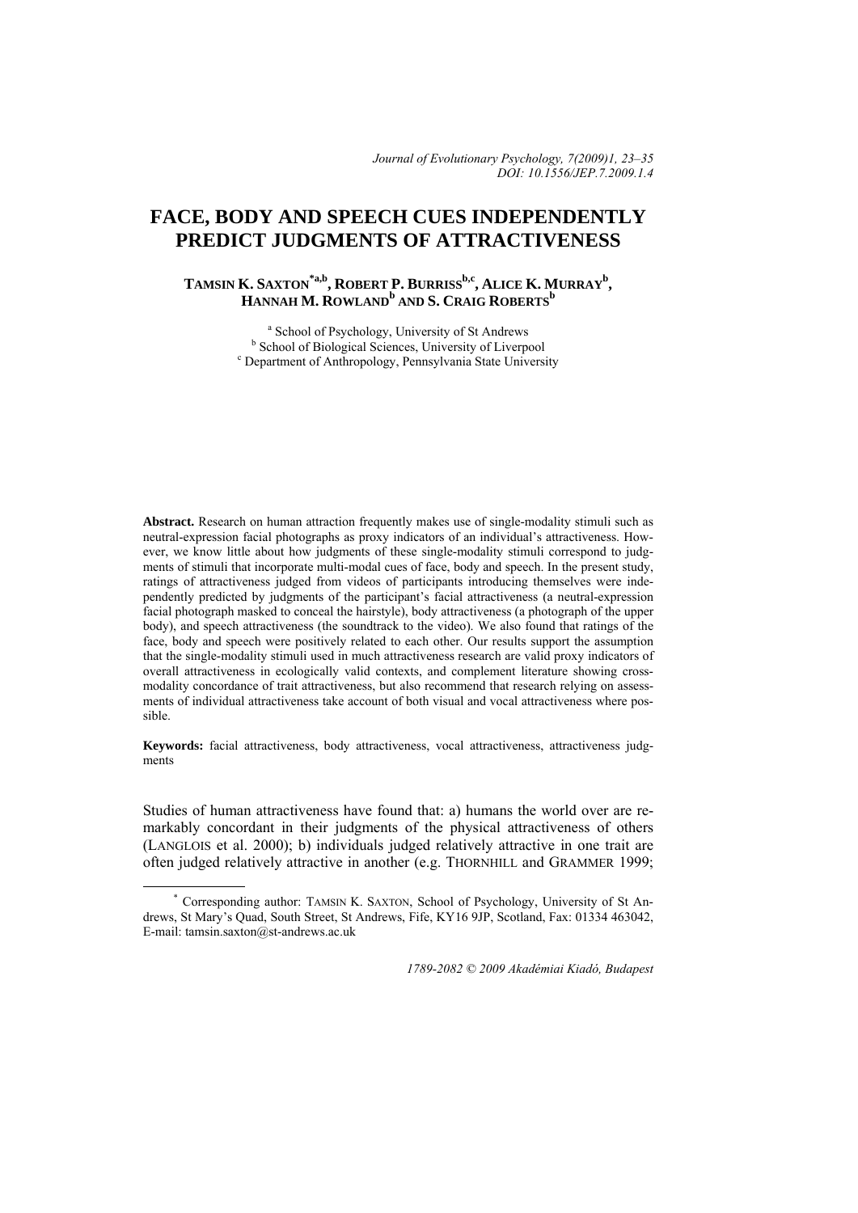# FACE, BODY AND SPEECH CUES INDEPENDENTLY PREDICT JUDGMENTS OF ATTRACTIVENESS

**TAMSIN K. SAXTON*[a,b], ROBERT P. BURRISS[b,c], ALICE K. MURRAY[b], HANNAH M. ROWLAND[b] AND S. CRAIG ROBERTS[b]**

[a] School of Psychology, University of St Andrews
[b] School of Biological Sciences, University of Liverpool
[c] Department of Anthropology, Pennsylvania State University

**Abstract.** Research on human attraction frequently makes use of single-modality stimuli such as neutral-expression facial photographs as proxy indicators of an individual's attractiveness. However, we know little about how judgments of these single-modality stimuli correspond to judgments of stimuli that incorporate multi-modal cues of face, body and speech. In the present study, ratings of attractiveness judged from videos of participants introducing themselves were independently predicted by judgments of the participant's facial attractiveness (a neutral-expression facial photograph masked to conceal the hairstyle), body attractiveness (a photograph of the upper body), and speech attractiveness (the soundtrack to the video). We also found that ratings of the face, body and speech were positively related to each other. Our results support the assumption that the single-modality stimuli used in much attractiveness research are valid proxy indicators of overall attractiveness in ecologically valid contexts, and complement literature showing cross-modality concordance of trait attractiveness, but also recommend that research relying on assessments of individual attractiveness take account of both visual and vocal attractiveness where possible.

**Keywords:** facial attractiveness, body attractiveness, vocal attractiveness, attractiveness judgments

Studies of human attractiveness have found that: a) humans the world over are remarkably concordant in their judgments of the physical attractiveness of others (LANGLOIS et al. 2000); b) individuals judged relatively attractive in one trait are often judged relatively attractive in another (e.g. THORNHILL and GRAMMER 1999;

* Corresponding author: TAMSIN K. SAXTON, School of Psychology, University of St Andrews, St Mary's Quad, South Street, St Andrews, Fife, KY16 9JP, Scotland, Fax: 01334 463042, E-mail: tamsin.saxton@st-andrews.ac.uk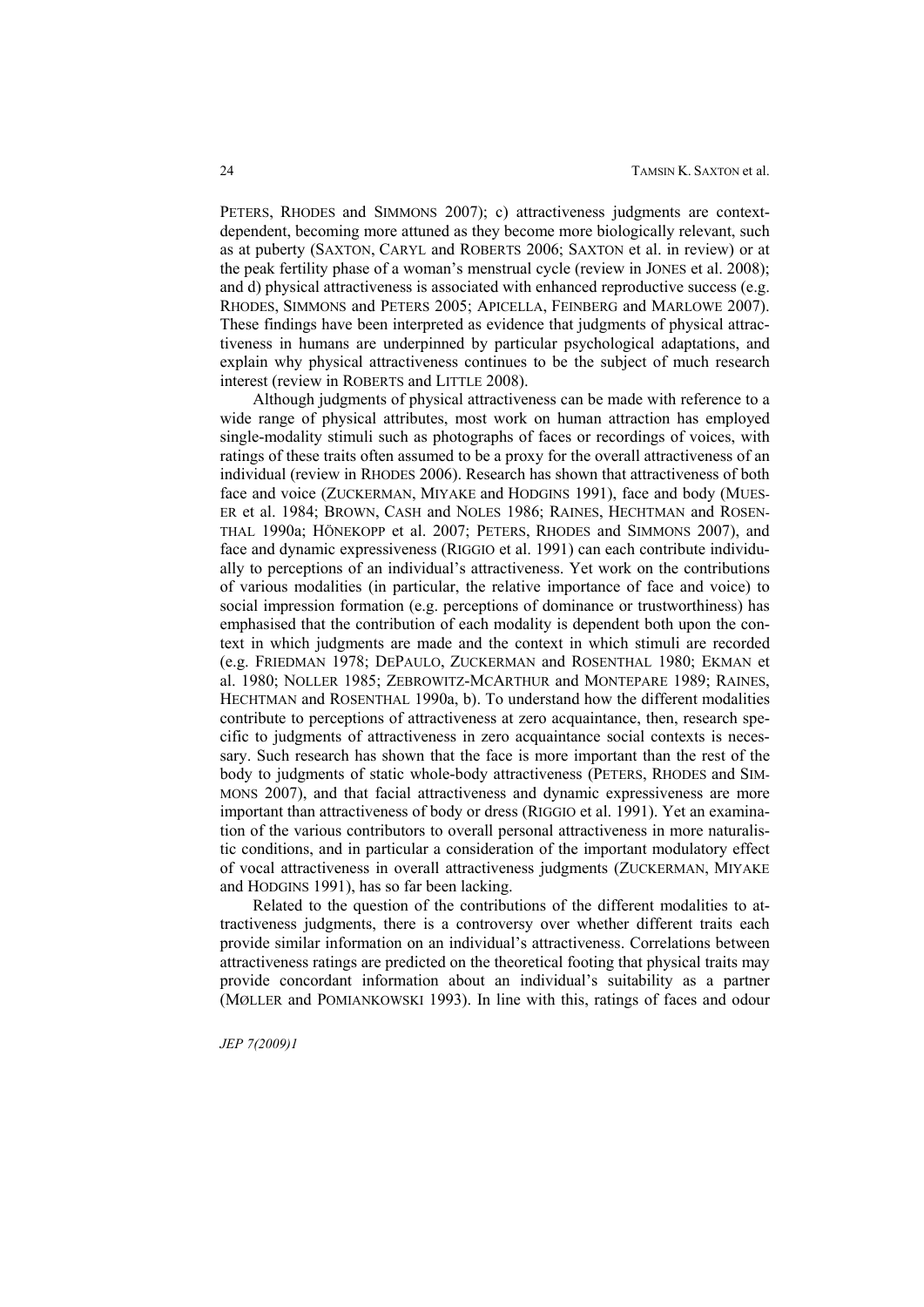PETERS, RHODES and SIMMONS 2007); c) attractiveness judgments are context-dependent, becoming more attuned as they become more biologically relevant, such as at puberty (SAXTON, CARYL and ROBERTS 2006; SAXTON et al. in review) or at the peak fertility phase of a woman's menstrual cycle (review in JONES et al. 2008); and d) physical attractiveness is associated with enhanced reproductive success (e.g. RHODES, SIMMONS and PETERS 2005; APICELLA, FEINBERG and MARLOWE 2007). These findings have been interpreted as evidence that judgments of physical attractiveness in humans are underpinned by particular psychological adaptations, and explain why physical attractiveness continues to be the subject of much research interest (review in ROBERTS and LITTLE 2008).

Although judgments of physical attractiveness can be made with reference to a wide range of physical attributes, most work on human attraction has employed single-modality stimuli such as photographs of faces or recordings of voices, with ratings of these traits often assumed to be a proxy for the overall attractiveness of an individual (review in RHODES 2006). Research has shown that attractiveness of both face and voice (ZUCKERMAN, MIYAKE and HODGINS 1991), face and body (MUESER et al. 1984; BROWN, CASH and NOLES 1986; RAINES, HECHTMAN and ROSENTHAL 1990a; HÖNEKOPP et al. 2007; PETERS, RHODES and SIMMONS 2007), and face and dynamic expressiveness (RIGGIO et al. 1991) can each contribute individually to perceptions of an individual's attractiveness. Yet work on the contributions of various modalities (in particular, the relative importance of face and voice) to social impression formation (e.g. perceptions of dominance or trustworthiness) has emphasised that the contribution of each modality is dependent both upon the context in which judgments are made and the context in which stimuli are recorded (e.g. FRIEDMAN 1978; DEPAULO, ZUCKERMAN and ROSENTHAL 1980; EKMAN et al. 1980; NOLLER 1985; ZEBROWITZ-MCARTHUR and MONTEPARE 1989; RAINES, HECHTMAN and ROSENTHAL 1990a, b). To understand how the different modalities contribute to perceptions of attractiveness at zero acquaintance, then, research specific to judgments of attractiveness in zero acquaintance social contexts is necessary. Such research has shown that the face is more important than the rest of the body to judgments of static whole-body attractiveness (PETERS, RHODES and SIMMONS 2007), and that facial attractiveness and dynamic expressiveness are more important than attractiveness of body or dress (RIGGIO et al. 1991). Yet an examination of the various contributors to overall personal attractiveness in more naturalistic conditions, and in particular a consideration of the important modulatory effect of vocal attractiveness in overall attractiveness judgments (ZUCKERMAN, MIYAKE and HODGINS 1991), has so far been lacking.

Related to the question of the contributions of the different modalities to attractiveness judgments, there is a controversy over whether different traits each provide similar information on an individual's attractiveness. Correlations between attractiveness ratings are predicted on the theoretical footing that physical traits may provide concordant information about an individual's suitability as a partner (MØLLER and POMIANKOWSKI 1993). In line with this, ratings of faces and odour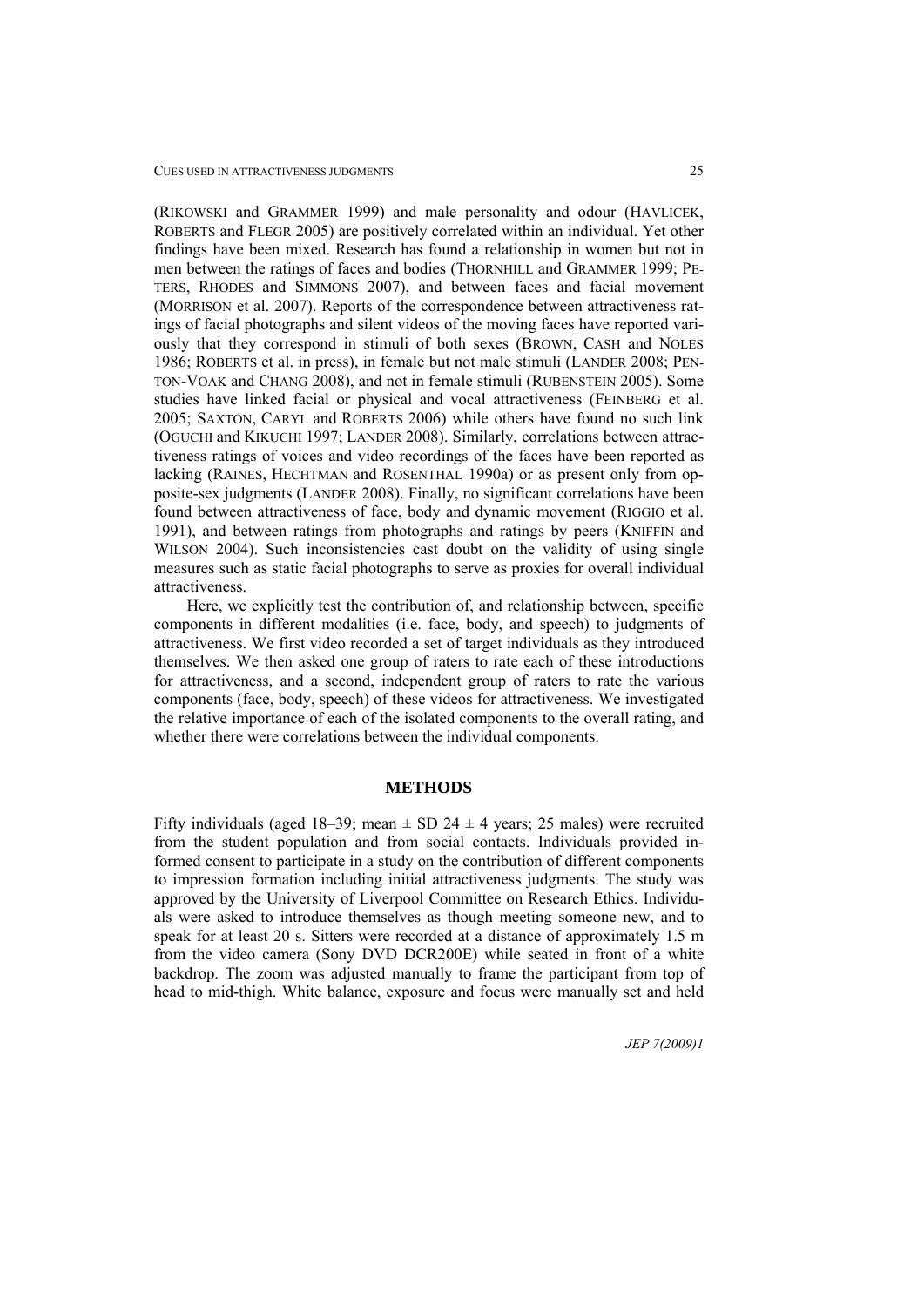(RIKOWSKI and GRAMMER 1999) and male personality and odour (HAVLICEK, ROBERTS and FLEGR 2005) are positively correlated within an individual. Yet other findings have been mixed. Research has found a relationship in women but not in men between the ratings of faces and bodies (THORNHILL and GRAMMER 1999; PETERS, RHODES and SIMMONS 2007), and between faces and facial movement (MORRISON et al. 2007). Reports of the correspondence between attractiveness ratings of facial photographs and silent videos of the moving faces have reported variously that they correspond in stimuli of both sexes (BROWN, CASH and NOLES 1986; ROBERTS et al. in press), in female but not male stimuli (LANDER 2008; PENTON-VOAK and CHANG 2008), and not in female stimuli (RUBENSTEIN 2005). Some studies have linked facial or physical and vocal attractiveness (FEINBERG et al. 2005; SAXTON, CARYL and ROBERTS 2006) while others have found no such link (OGUCHI and KIKUCHI 1997; LANDER 2008). Similarly, correlations between attractiveness ratings of voices and video recordings of the faces have been reported as lacking (RAINES, HECHTMAN and ROSENTHAL 1990a) or as present only from opposite-sex judgments (LANDER 2008). Finally, no significant correlations have been found between attractiveness of face, body and dynamic movement (RIGGIO et al. 1991), and between ratings from photographs and ratings by peers (KNIFFIN and WILSON 2004). Such inconsistencies cast doubt on the validity of using single measures such as static facial photographs to serve as proxies for overall individual attractiveness.

Here, we explicitly test the contribution of, and relationship between, specific components in different modalities (i.e. face, body, and speech) to judgments of attractiveness. We first video recorded a set of target individuals as they introduced themselves. We then asked one group of raters to rate each of these introductions for attractiveness, and a second, independent group of raters to rate the various components (face, body, speech) of these videos for attractiveness. We investigated the relative importance of each of the isolated components to the overall rating, and whether there were correlations between the individual components.

## METHODS

Fifty individuals (aged 18–39; mean ± SD 24 ± 4 years; 25 males) were recruited from the student population and from social contacts. Individuals provided informed consent to participate in a study on the contribution of different components to impression formation including initial attractiveness judgments. The study was approved by the University of Liverpool Committee on Research Ethics. Individuals were asked to introduce themselves as though meeting someone new, and to speak for at least 20 s. Sitters were recorded at a distance of approximately 1.5 m from the video camera (Sony DVD DCR200E) while seated in front of a white backdrop. The zoom was adjusted manually to frame the participant from top of head to mid-thigh. White balance, exposure and focus were manually set and held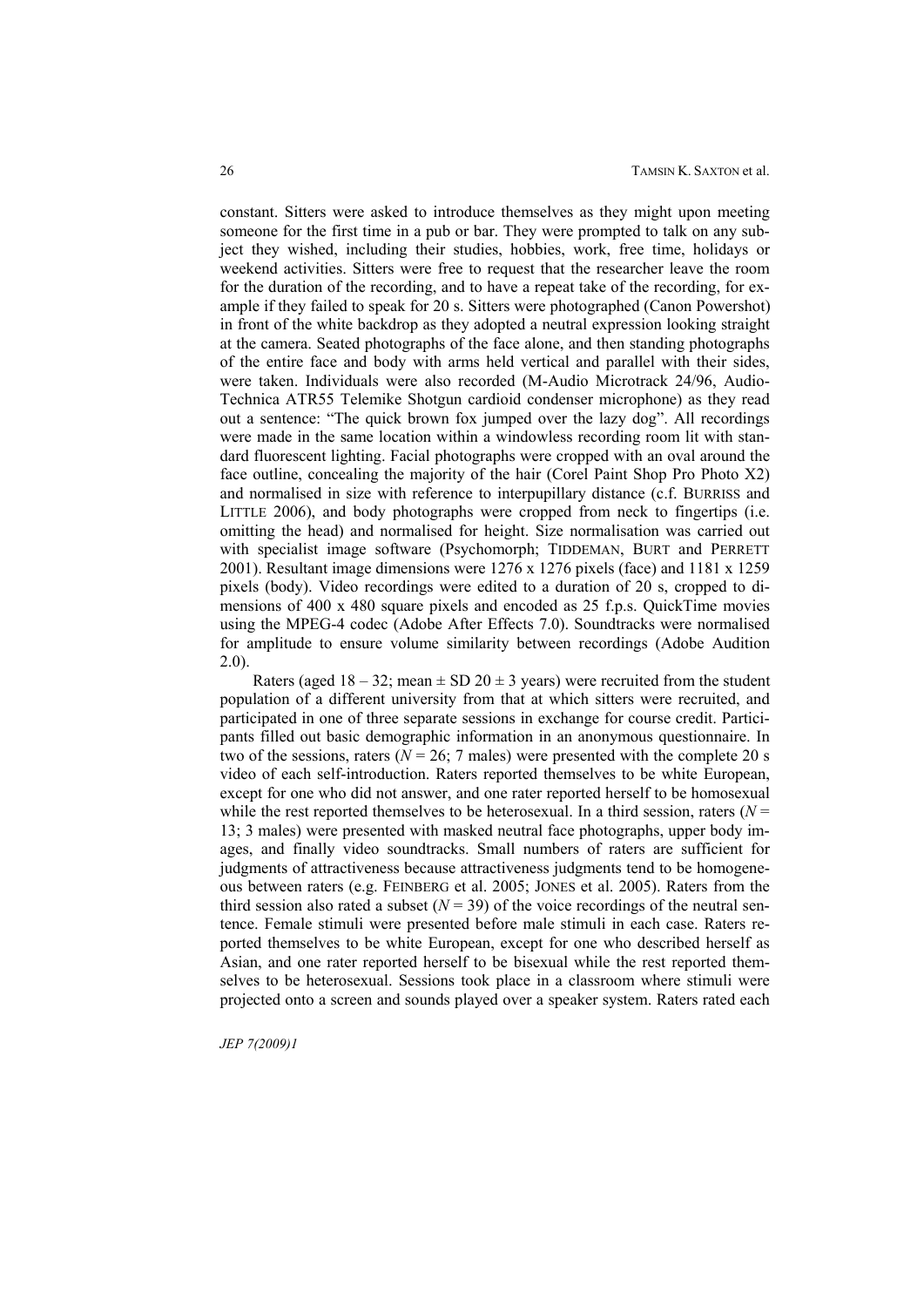constant. Sitters were asked to introduce themselves as they might upon meeting someone for the first time in a pub or bar. They were prompted to talk on any subject they wished, including their studies, hobbies, work, free time, holidays or weekend activities. Sitters were free to request that the researcher leave the room for the duration of the recording, and to have a repeat take of the recording, for example if they failed to speak for 20 s. Sitters were photographed (Canon Powershot) in front of the white backdrop as they adopted a neutral expression looking straight at the camera. Seated photographs of the face alone, and then standing photographs of the entire face and body with arms held vertical and parallel with their sides, were taken. Individuals were also recorded (M-Audio Microtrack 24/96, Audio-Technica ATR55 Telemike Shotgun cardioid condenser microphone) as they read out a sentence: "The quick brown fox jumped over the lazy dog". All recordings were made in the same location within a windowless recording room lit with standard fluorescent lighting. Facial photographs were cropped with an oval around the face outline, concealing the majority of the hair (Corel Paint Shop Pro Photo X2) and normalised in size with reference to interpupillary distance (c.f. BURRISS and LITTLE 2006), and body photographs were cropped from neck to fingertips (i.e. omitting the head) and normalised for height. Size normalisation was carried out with specialist image software (Psychomorph; TIDDEMAN, BURT and PERRETT 2001). Resultant image dimensions were 1276 x 1276 pixels (face) and 1181 x 1259 pixels (body). Video recordings were edited to a duration of 20 s, cropped to dimensions of 400 x 480 square pixels and encoded as 25 f.p.s. QuickTime movies using the MPEG-4 codec (Adobe After Effects 7.0). Soundtracks were normalised for amplitude to ensure volume similarity between recordings (Adobe Audition 2.0).

Raters (aged 18 – 32; mean ± SD 20 ± 3 years) were recruited from the student population of a different university from that at which sitters were recruited, and participated in one of three separate sessions in exchange for course credit. Participants filled out basic demographic information in an anonymous questionnaire. In two of the sessions, raters ($N$ = 26; 7 males) were presented with the complete 20 s video of each self-introduction. Raters reported themselves to be white European, except for one who did not answer, and one rater reported herself to be homosexual while the rest reported themselves to be heterosexual. In a third session, raters ($N$ = 13; 3 males) were presented with masked neutral face photographs, upper body images, and finally video soundtracks. Small numbers of raters are sufficient for judgments of attractiveness because attractiveness judgments tend to be homogeneous between raters (e.g. FEINBERG et al. 2005; JONES et al. 2005). Raters from the third session also rated a subset ($N$ = 39) of the voice recordings of the neutral sentence. Female stimuli were presented before male stimuli in each case. Raters reported themselves to be white European, except for one who described herself as Asian, and one rater reported herself to be bisexual while the rest reported themselves to be heterosexual. Sessions took place in a classroom where stimuli were projected onto a screen and sounds played over a speaker system. Raters rated each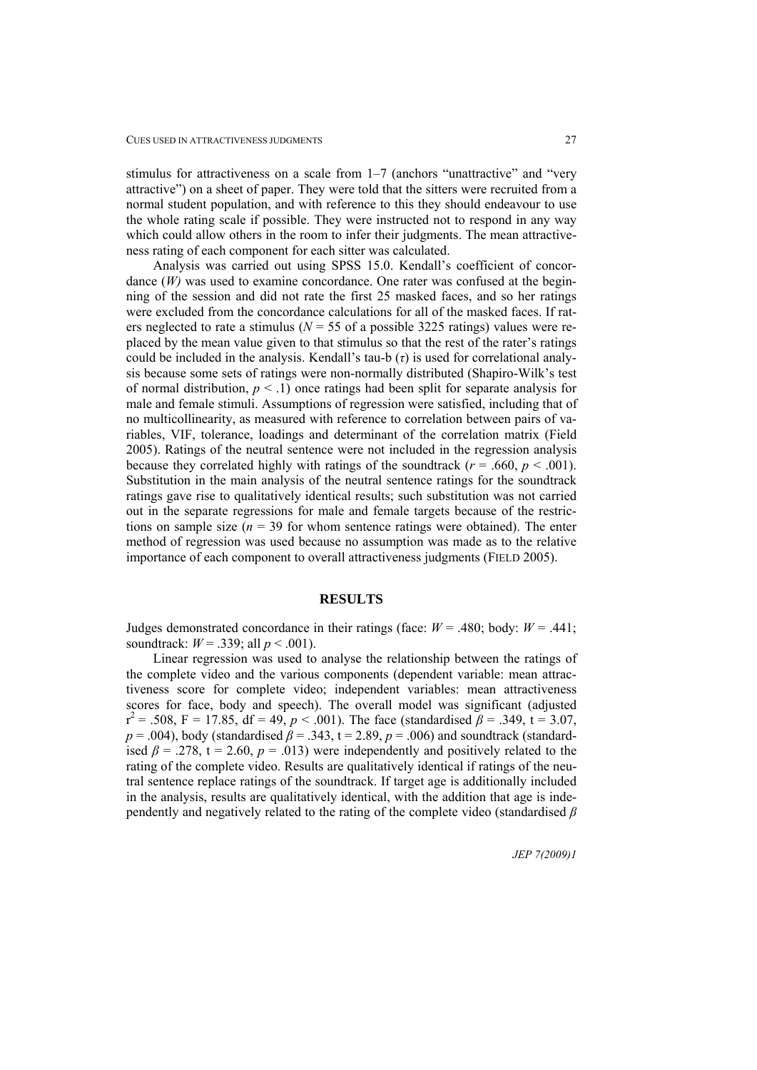stimulus for attractiveness on a scale from 1–7 (anchors "unattractive" and "very attractive") on a sheet of paper. They were told that the sitters were recruited from a normal student population, and with reference to this they should endeavour to use the whole rating scale if possible. They were instructed not to respond in any way which could allow others in the room to infer their judgments. The mean attractiveness rating of each component for each sitter was calculated.

Analysis was carried out using SPSS 15.0. Kendall's coefficient of concordance (*W)* was used to examine concordance. One rater was confused at the beginning of the session and did not rate the first 25 masked faces, and so her ratings were excluded from the concordance calculations for all of the masked faces. If raters neglected to rate a stimulus ($N = 55$ of a possible 3225 ratings) values were replaced by the mean value given to that stimulus so that the rest of the rater's ratings could be included in the analysis. Kendall's tau-b ($\tau$) is used for correlational analysis because some sets of ratings were non-normally distributed (Shapiro-Wilk's test of normal distribution, $p < .1$) once ratings had been split for separate analysis for male and female stimuli. Assumptions of regression were satisfied, including that of no multicollinearity, as measured with reference to correlation between pairs of variables, VIF, tolerance, loadings and determinant of the correlation matrix (Field 2005). Ratings of the neutral sentence were not included in the regression analysis because they correlated highly with ratings of the soundtrack ($r = .660$, $p < .001$). Substitution in the main analysis of the neutral sentence ratings for the soundtrack ratings gave rise to qualitatively identical results; such substitution was not carried out in the separate regressions for male and female targets because of the restrictions on sample size ($n = 39$ for whom sentence ratings were obtained). The enter method of regression was used because no assumption was made as to the relative importance of each component to overall attractiveness judgments (FIELD 2005).

## RESULTS

Judges demonstrated concordance in their ratings (face: $W = .480$; body: $W = .441$; soundtrack: $W = .339$; all $p < .001$).

Linear regression was used to analyse the relationship between the ratings of the complete video and the various components (dependent variable: mean attractiveness score for complete video; independent variables: mean attractiveness scores for face, body and speech). The overall model was significant (adjusted $r^2 = .508$, $F = 17.85$, $df = 49$, $p < .001$). The face (standardised $\beta = .349$, $t = 3.07$, $p = .004$), body (standardised $\beta = .343$, $t = 2.89$, $p = .006$) and soundtrack (standardised $\beta = .278$, $t = 2.60$, $p = .013$) were independently and positively related to the rating of the complete video. Results are qualitatively identical if ratings of the neutral sentence replace ratings of the soundtrack. If target age is additionally included in the analysis, results are qualitatively identical, with the addition that age is independently and negatively related to the rating of the complete video (standardised $\beta$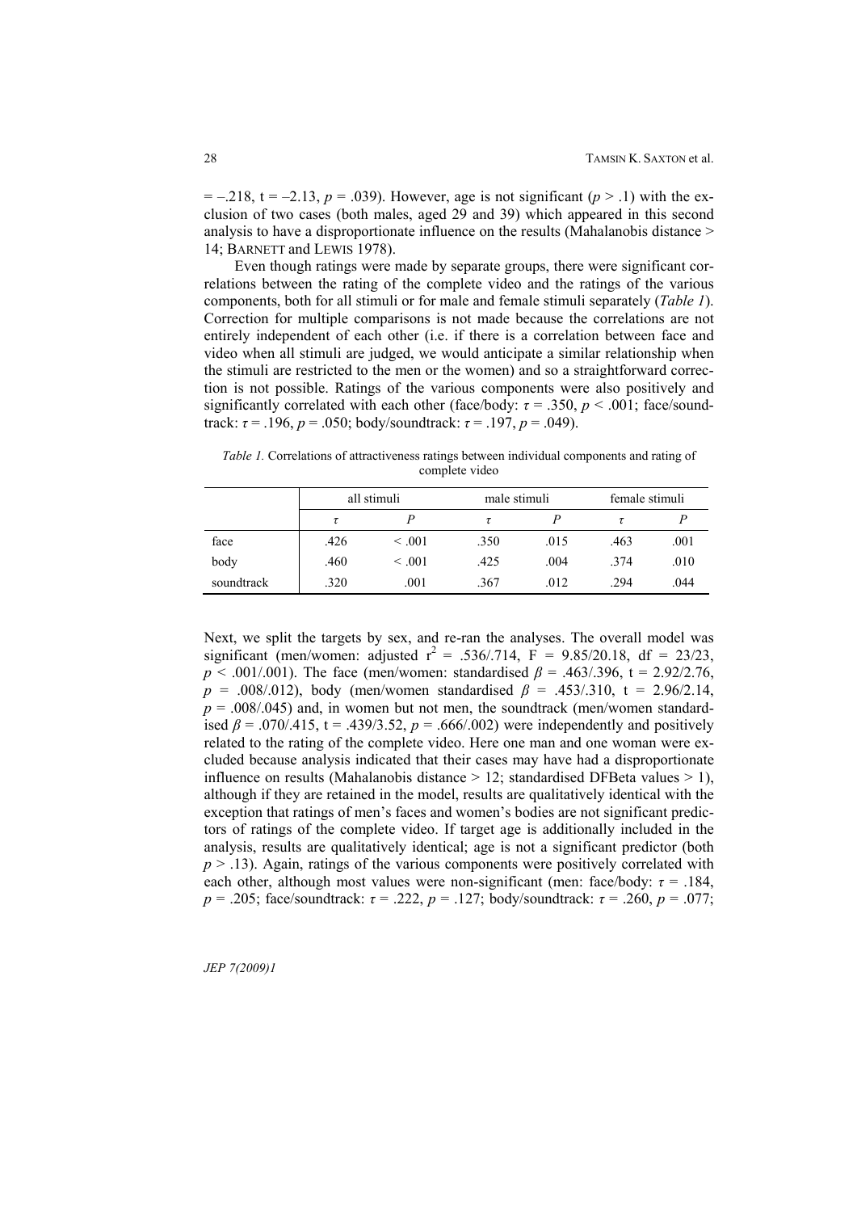= –.218, t = –2.13, $p = .039$). However, age is not significant ($p > .1$) with the exclusion of two cases (both males, aged 29 and 39) which appeared in this second analysis to have a disproportionate influence on the results (Mahalanobis distance > 14; BARNETT and LEWIS 1978).

Even though ratings were made by separate groups, there were significant correlations between the rating of the complete video and the ratings of the various components, both for all stimuli or for male and female stimuli separately (*Table 1*). Correction for multiple comparisons is not made because the correlations are not entirely independent of each other (i.e. if there is a correlation between face and video when all stimuli are judged, we would anticipate a similar relationship when the stimuli are restricted to the men or the women) and so a straightforward correction is not possible. Ratings of the various components were also positively and significantly correlated with each other (face/body: $\tau = .350$, $p < .001$; face/soundtrack: $\tau = .196$, $p = .050$; body/soundtrack: $\tau = .197$, $p = .049$).

*Table 1.* Correlations of attractiveness ratings between individual components and rating of complete video

| | all stimuli | | male stimuli | | female stimuli | |
|---|---|---|---|---|---|---|
| | $\tau$ | $P$ | $\tau$ | $P$ | $\tau$ | $P$ |
| face | .426 | < .001 | .350 | .015 | .463 | .001 |
| body | .460 | < .001 | .425 | .004 | .374 | .010 |
| soundtrack | .320 | .001 | .367 | .012 | .294 | .044 |

Next, we split the targets by sex, and re-ran the analyses. The overall model was significant (men/women: adjusted $r^2$ = .536/.714, F = 9.85/20.18, df = 23/23, $p$ < .001/.001). The face (men/women: standardised $\beta$ = .463/.396, t = 2.92/2.76, $p$ = .008/.012), body (men/women standardised $\beta$ = .453/.310, t = 2.96/2.14, $p$ = .008/.045) and, in women but not men, the soundtrack (men/women standardised $\beta$ = .070/.415, t = .439/3.52, $p$ = .666/.002) were independently and positively related to the rating of the complete video. Here one man and one woman were excluded because analysis indicated that their cases may have had a disproportionate influence on results (Mahalanobis distance > 12; standardised DFBeta values > 1), although if they are retained in the model, results are qualitatively identical with the exception that ratings of men's faces and women's bodies are not significant predictors of ratings of the complete video. If target age is additionally included in the analysis, results are qualitatively identical; age is not a significant predictor (both $p > .13$). Again, ratings of the various components were positively correlated with each other, although most values were non-significant (men: face/body: $\tau = .184$, $p = .205$; face/soundtrack: $\tau = .222$, $p = .127$; body/soundtrack: $\tau = .260$, $p = .077$;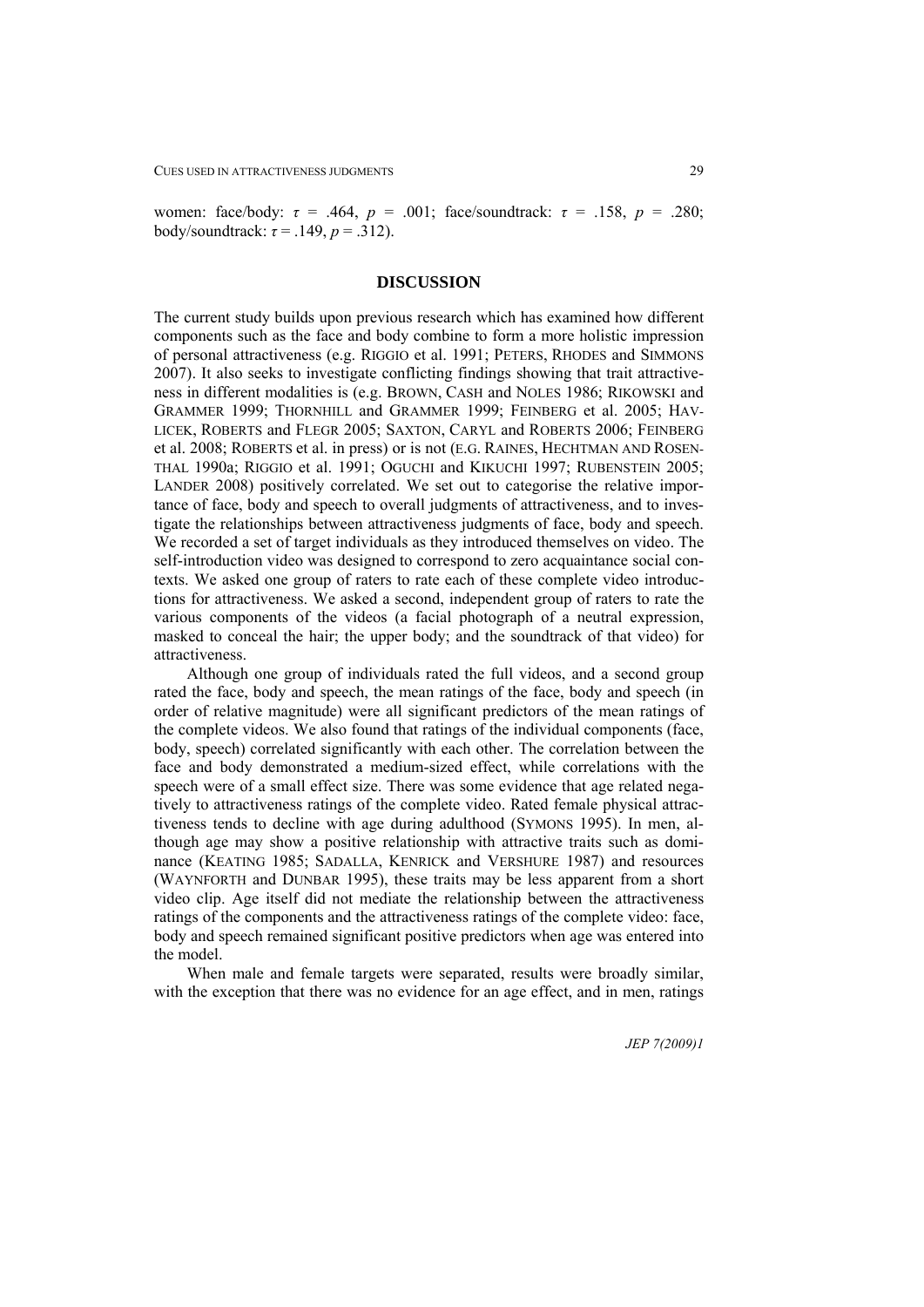women: face/body: $\tau$ = .464, $p$ = .001; face/soundtrack: $\tau$ = .158, $p$ = .280; body/soundtrack: $\tau$ = .149, $p$ = .312).

## DISCUSSION

The current study builds upon previous research which has examined how different components such as the face and body combine to form a more holistic impression of personal attractiveness (e.g. RIGGIO et al. 1991; PETERS, RHODES and SIMMONS 2007). It also seeks to investigate conflicting findings showing that trait attractiveness in different modalities is (e.g. BROWN, CASH and NOLES 1986; RIKOWSKI and GRAMMER 1999; THORNHILL and GRAMMER 1999; FEINBERG et al. 2005; HAVLICEK, ROBERTS and FLEGR 2005; SAXTON, CARYL and ROBERTS 2006; FEINBERG et al. 2008; ROBERTS et al. in press) or is not (E.G. RAINES, HECHTMAN AND ROSENTHAL 1990a; RIGGIO et al. 1991; OGUCHI and KIKUCHI 1997; RUBENSTEIN 2005; LANDER 2008) positively correlated. We set out to categorise the relative importance of face, body and speech to overall judgments of attractiveness, and to investigate the relationships between attractiveness judgments of face, body and speech. We recorded a set of target individuals as they introduced themselves on video. The self-introduction video was designed to correspond to zero acquaintance social contexts. We asked one group of raters to rate each of these complete video introductions for attractiveness. We asked a second, independent group of raters to rate the various components of the videos (a facial photograph of a neutral expression, masked to conceal the hair; the upper body; and the soundtrack of that video) for attractiveness.

Although one group of individuals rated the full videos, and a second group rated the face, body and speech, the mean ratings of the face, body and speech (in order of relative magnitude) were all significant predictors of the mean ratings of the complete videos. We also found that ratings of the individual components (face, body, speech) correlated significantly with each other. The correlation between the face and body demonstrated a medium-sized effect, while correlations with the speech were of a small effect size. There was some evidence that age related negatively to attractiveness ratings of the complete video. Rated female physical attractiveness tends to decline with age during adulthood (SYMONS 1995). In men, although age may show a positive relationship with attractive traits such as dominance (KEATING 1985; SADALLA, KENRICK and VERSHURE 1987) and resources (WAYNFORTH and DUNBAR 1995), these traits may be less apparent from a short video clip. Age itself did not mediate the relationship between the attractiveness ratings of the components and the attractiveness ratings of the complete video: face, body and speech remained significant positive predictors when age was entered into the model.

When male and female targets were separated, results were broadly similar, with the exception that there was no evidence for an age effect, and in men, ratings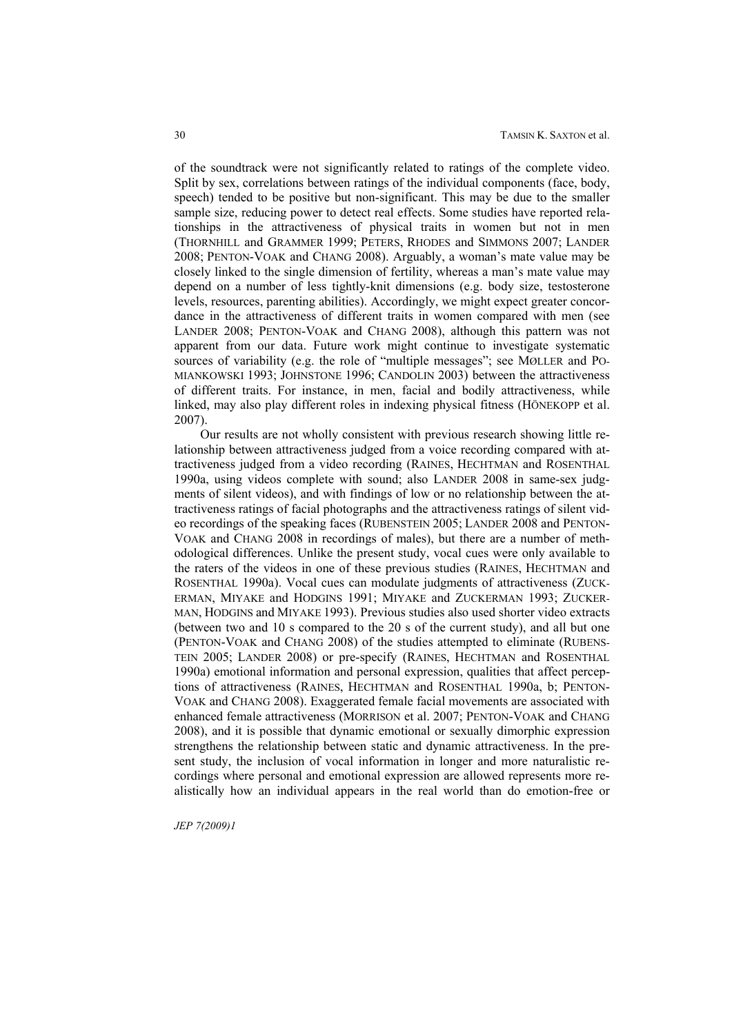of the soundtrack were not significantly related to ratings of the complete video. Split by sex, correlations between ratings of the individual components (face, body, speech) tended to be positive but non-significant. This may be due to the smaller sample size, reducing power to detect real effects. Some studies have reported relationships in the attractiveness of physical traits in women but not in men (THORNHILL and GRAMMER 1999; PETERS, RHODES and SIMMONS 2007; LANDER 2008; PENTON-VOAK and CHANG 2008). Arguably, a woman's mate value may be closely linked to the single dimension of fertility, whereas a man's mate value may depend on a number of less tightly-knit dimensions (e.g. body size, testosterone levels, resources, parenting abilities). Accordingly, we might expect greater concordance in the attractiveness of different traits in women compared with men (see LANDER 2008; PENTON-VOAK and CHANG 2008), although this pattern was not apparent from our data. Future work might continue to investigate systematic sources of variability (e.g. the role of "multiple messages"; see MØLLER and POMIANKOWSKI 1993; JOHNSTONE 1996; CANDOLIN 2003) between the attractiveness of different traits. For instance, in men, facial and bodily attractiveness, while linked, may also play different roles in indexing physical fitness (HÖNEKOPP et al. 2007).

Our results are not wholly consistent with previous research showing little relationship between attractiveness judged from a voice recording compared with attractiveness judged from a video recording (RAINES, HECHTMAN and ROSENTHAL 1990a, using videos complete with sound; also LANDER 2008 in same-sex judgments of silent videos), and with findings of low or no relationship between the attractiveness ratings of facial photographs and the attractiveness ratings of silent video recordings of the speaking faces (RUBENSTEIN 2005; LANDER 2008 and PENTON-VOAK and CHANG 2008 in recordings of males), but there are a number of methodological differences. Unlike the present study, vocal cues were only available to the raters of the videos in one of these previous studies (RAINES, HECHTMAN and ROSENTHAL 1990a). Vocal cues can modulate judgments of attractiveness (ZUCKERMAN, MIYAKE and HODGINS 1991; MIYAKE and ZUCKERMAN 1993; ZUCKERMAN, HODGINS and MIYAKE 1993). Previous studies also used shorter video extracts (between two and 10 s compared to the 20 s of the current study), and all but one (PENTON-VOAK and CHANG 2008) of the studies attempted to eliminate (RUBENSTEIN 2005; LANDER 2008) or pre-specify (RAINES, HECHTMAN and ROSENTHAL 1990a) emotional information and personal expression, qualities that affect perceptions of attractiveness (RAINES, HECHTMAN and ROSENTHAL 1990a, b; PENTON-VOAK and CHANG 2008). Exaggerated female facial movements are associated with enhanced female attractiveness (MORRISON et al. 2007; PENTON-VOAK and CHANG 2008), and it is possible that dynamic emotional or sexually dimorphic expression strengthens the relationship between static and dynamic attractiveness. In the present study, the inclusion of vocal information in longer and more naturalistic recordings where personal and emotional expression are allowed represents more realistically how an individual appears in the real world than do emotion-free or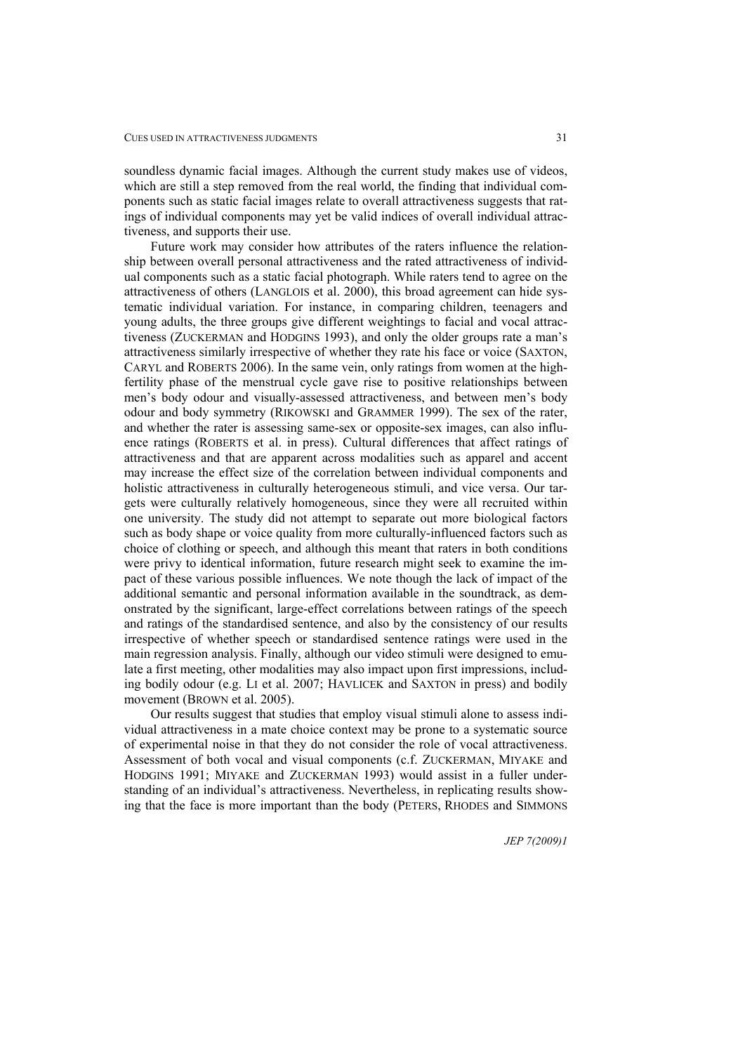soundless dynamic facial images. Although the current study makes use of videos, which are still a step removed from the real world, the finding that individual components such as static facial images relate to overall attractiveness suggests that ratings of individual components may yet be valid indices of overall individual attractiveness, and supports their use.

Future work may consider how attributes of the raters influence the relationship between overall personal attractiveness and the rated attractiveness of individual components such as a static facial photograph. While raters tend to agree on the attractiveness of others (LANGLOIS et al. 2000), this broad agreement can hide systematic individual variation. For instance, in comparing children, teenagers and young adults, the three groups give different weightings to facial and vocal attractiveness (ZUCKERMAN and HODGINS 1993), and only the older groups rate a man's attractiveness similarly irrespective of whether they rate his face or voice (SAXTON, CARYL and ROBERTS 2006). In the same vein, only ratings from women at the high-fertility phase of the menstrual cycle gave rise to positive relationships between men's body odour and visually-assessed attractiveness, and between men's body odour and body symmetry (RIKOWSKI and GRAMMER 1999). The sex of the rater, and whether the rater is assessing same-sex or opposite-sex images, can also influence ratings (ROBERTS et al. in press). Cultural differences that affect ratings of attractiveness and that are apparent across modalities such as apparel and accent may increase the effect size of the correlation between individual components and holistic attractiveness in culturally heterogeneous stimuli, and vice versa. Our targets were culturally relatively homogeneous, since they were all recruited within one university. The study did not attempt to separate out more biological factors such as body shape or voice quality from more culturally-influenced factors such as choice of clothing or speech, and although this meant that raters in both conditions were privy to identical information, future research might seek to examine the impact of these various possible influences. We note though the lack of impact of the additional semantic and personal information available in the soundtrack, as demonstrated by the significant, large-effect correlations between ratings of the speech and ratings of the standardised sentence, and also by the consistency of our results irrespective of whether speech or standardised sentence ratings were used in the main regression analysis. Finally, although our video stimuli were designed to emulate a first meeting, other modalities may also impact upon first impressions, including bodily odour (e.g. LI et al. 2007; HAVLICEK and SAXTON in press) and bodily movement (BROWN et al. 2005).

Our results suggest that studies that employ visual stimuli alone to assess individual attractiveness in a mate choice context may be prone to a systematic source of experimental noise in that they do not consider the role of vocal attractiveness. Assessment of both vocal and visual components (c.f. ZUCKERMAN, MIYAKE and HODGINS 1991; MIYAKE and ZUCKERMAN 1993) would assist in a fuller understanding of an individual's attractiveness. Nevertheless, in replicating results showing that the face is more important than the body (PETERS, RHODES and SIMMONS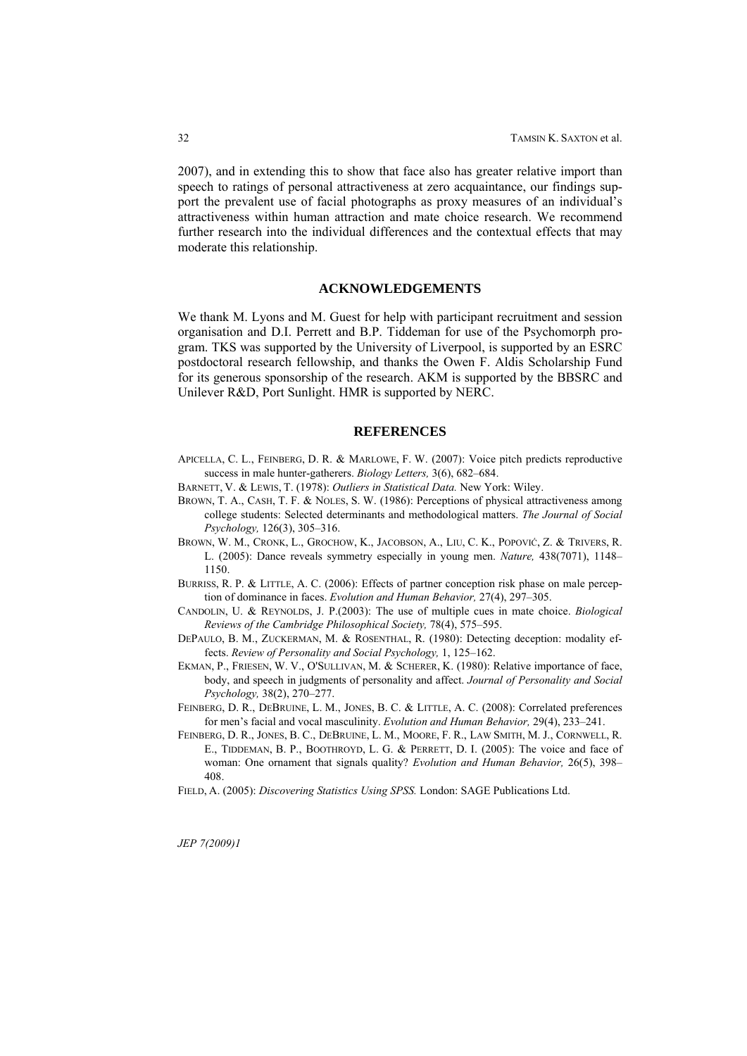2007), and in extending this to show that face also has greater relative import than speech to ratings of personal attractiveness at zero acquaintance, our findings support the prevalent use of facial photographs as proxy measures of an individual's attractiveness within human attraction and mate choice research. We recommend further research into the individual differences and the contextual effects that may moderate this relationship.

## ACKNOWLEDGEMENTS

We thank M. Lyons and M. Guest for help with participant recruitment and session organisation and D.I. Perrett and B.P. Tiddeman for use of the Psychomorph program. TKS was supported by the University of Liverpool, is supported by an ESRC postdoctoral research fellowship, and thanks the Owen F. Aldis Scholarship Fund for its generous sponsorship of the research. AKM is supported by the BBSRC and Unilever R&D, Port Sunlight. HMR is supported by NERC.

## REFERENCES

APICELLA, C. L., FEINBERG, D. R. & MARLOWE, F. W. (2007): Voice pitch predicts reproductive success in male hunter-gatherers. *Biology Letters,* 3(6), 682–684.

BARNETT, V. & LEWIS, T. (1978): *Outliers in Statistical Data.* New York: Wiley.

BROWN, T. A., CASH, T. F. & NOLES, S. W. (1986): Perceptions of physical attractiveness among college students: Selected determinants and methodological matters. *The Journal of Social Psychology,* 126(3), 305–316.

BROWN, W. M., CRONK, L., GROCHOW, K., JACOBSON, A., LIU, C. K., POPOVIĆ, Z. & TRIVERS, R. L. (2005): Dance reveals symmetry especially in young men. *Nature,* 438(7071), 1148–1150.

BURRISS, R. P. & LITTLE, A. C. (2006): Effects of partner conception risk phase on male perception of dominance in faces. *Evolution and Human Behavior,* 27(4), 297–305.

CANDOLIN, U. & REYNOLDS, J. P.(2003): The use of multiple cues in mate choice. *Biological Reviews of the Cambridge Philosophical Society,* 78(4), 575–595.

DEPAULO, B. M., ZUCKERMAN, M. & ROSENTHAL, R. (1980): Detecting deception: modality effects. *Review of Personality and Social Psychology,* 1, 125–162.

EKMAN, P., FRIESEN, W. V., O'SULLIVAN, M. & SCHERER, K. (1980): Relative importance of face, body, and speech in judgments of personality and affect. *Journal of Personality and Social Psychology,* 38(2), 270–277.

FEINBERG, D. R., DEBRUINE, L. M., JONES, B. C. & LITTLE, A. C. (2008): Correlated preferences for men's facial and vocal masculinity. *Evolution and Human Behavior,* 29(4), 233–241.

FEINBERG, D. R., JONES, B. C., DEBRUINE, L. M., MOORE, F. R., LAW SMITH, M. J., CORNWELL, R. E., TIDDEMAN, B. P., BOOTHROYD, L. G. & PERRETT, D. I. (2005): The voice and face of woman: One ornament that signals quality? *Evolution and Human Behavior,* 26(5), 398–408.

FIELD, A. (2005): *Discovering Statistics Using SPSS.* London: SAGE Publications Ltd.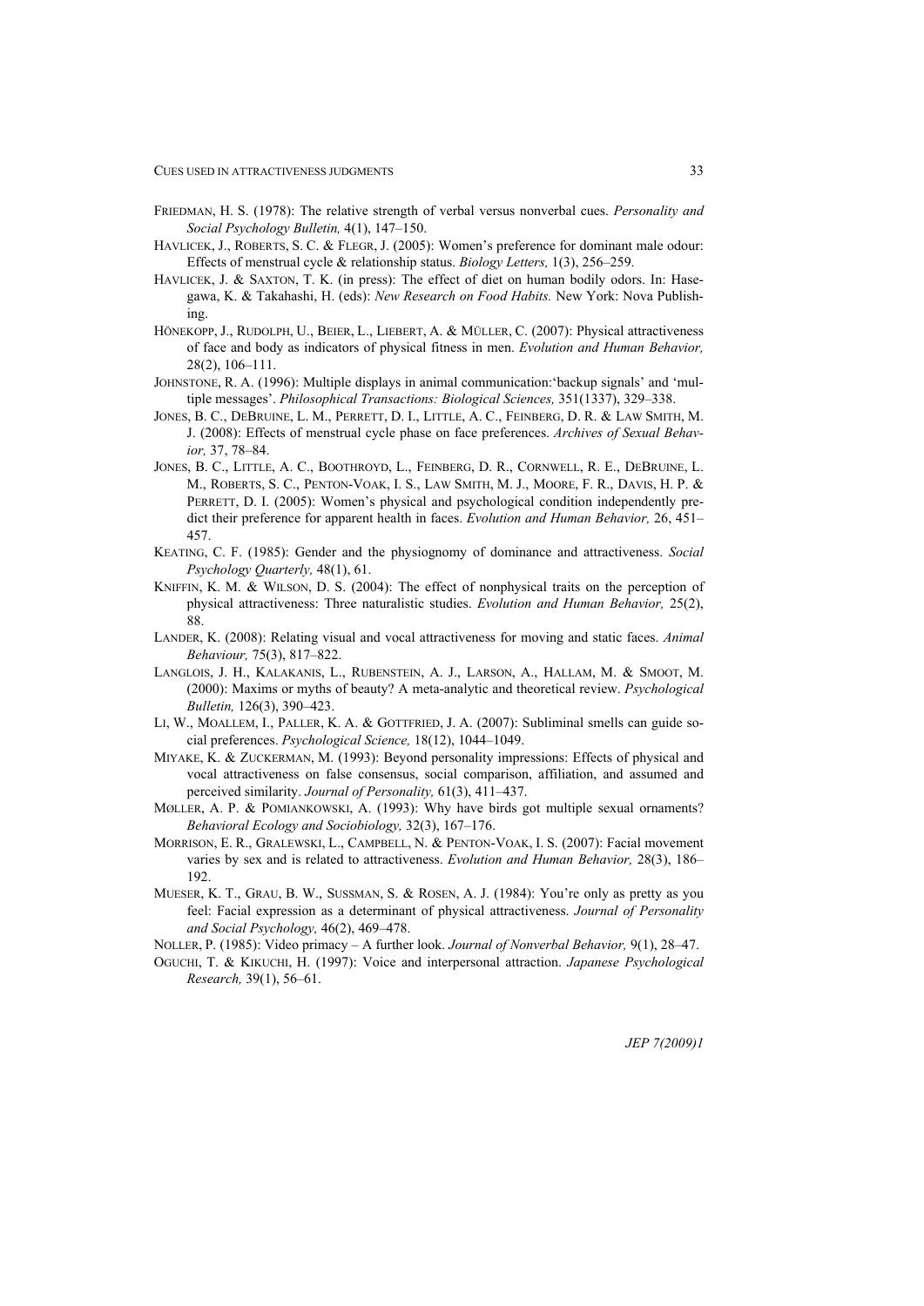FRIEDMAN, H. S. (1978): The relative strength of verbal versus nonverbal cues. *Personality and Social Psychology Bulletin,* 4(1), 147–150.

HAVLICEK, J., ROBERTS, S. C. & FLEGR, J. (2005): Women's preference for dominant male odour: Effects of menstrual cycle & relationship status. *Biology Letters,* 1(3), 256–259.

HAVLICEK, J. & SAXTON, T. K. (in press): The effect of diet on human bodily odors. In: Hasegawa, K. & Takahashi, H. (eds): *New Research on Food Habits.* New York: Nova Publishing.

HÖNEKOPP, J., RUDOLPH, U., BEIER, L., LIEBERT, A. & MÜLLER, C. (2007): Physical attractiveness of face and body as indicators of physical fitness in men. *Evolution and Human Behavior,* 28(2), 106–111.

JOHNSTONE, R. A. (1996): Multiple displays in animal communication:'backup signals' and 'multiple messages'. *Philosophical Transactions: Biological Sciences,* 351(1337), 329–338.

JONES, B. C., DEBRUINE, L. M., PERRETT, D. I., LITTLE, A. C., FEINBERG, D. R. & LAW SMITH, M. J. (2008): Effects of menstrual cycle phase on face preferences. *Archives of Sexual Behavior,* 37, 78–84.

JONES, B. C., LITTLE, A. C., BOOTHROYD, L., FEINBERG, D. R., CORNWELL, R. E., DEBRUINE, L. M., ROBERTS, S. C., PENTON-VOAK, I. S., LAW SMITH, M. J., MOORE, F. R., DAVIS, H. P. & PERRETT, D. I. (2005): Women's physical and psychological condition independently predict their preference for apparent health in faces. *Evolution and Human Behavior,* 26, 451–457.

KEATING, C. F. (1985): Gender and the physiognomy of dominance and attractiveness. *Social Psychology Quarterly,* 48(1), 61.

KNIFFIN, K. M. & WILSON, D. S. (2004): The effect of nonphysical traits on the perception of physical attractiveness: Three naturalistic studies. *Evolution and Human Behavior,* 25(2), 88.

LANDER, K. (2008): Relating visual and vocal attractiveness for moving and static faces. *Animal Behaviour,* 75(3), 817–822.

LANGLOIS, J. H., KALAKANIS, L., RUBENSTEIN, A. J., LARSON, A., HALLAM, M. & SMOOT, M. (2000): Maxims or myths of beauty? A meta-analytic and theoretical review. *Psychological Bulletin,* 126(3), 390–423.

LI, W., MOALLEM, I., PALLER, K. A. & GOTTFRIED, J. A. (2007): Subliminal smells can guide social preferences. *Psychological Science,* 18(12), 1044–1049.

MIYAKE, K. & ZUCKERMAN, M. (1993): Beyond personality impressions: Effects of physical and vocal attractiveness on false consensus, social comparison, affiliation, and assumed and perceived similarity. *Journal of Personality,* 61(3), 411–437.

MØLLER, A. P. & POMIANKOWSKI, A. (1993): Why have birds got multiple sexual ornaments? *Behavioral Ecology and Sociobiology,* 32(3), 167–176.

MORRISON, E. R., GRALEWSKI, L., CAMPBELL, N. & PENTON-VOAK, I. S. (2007): Facial movement varies by sex and is related to attractiveness. *Evolution and Human Behavior,* 28(3), 186–192.

MUESER, K. T., GRAU, B. W., SUSSMAN, S. & ROSEN, A. J. (1984): You're only as pretty as you feel: Facial expression as a determinant of physical attractiveness. *Journal of Personality and Social Psychology,* 46(2), 469–478.

NOLLER, P. (1985): Video primacy – A further look. *Journal of Nonverbal Behavior,* 9(1), 28–47.

OGUCHI, T. & KIKUCHI, H. (1997): Voice and interpersonal attraction. *Japanese Psychological Research,* 39(1), 56–61.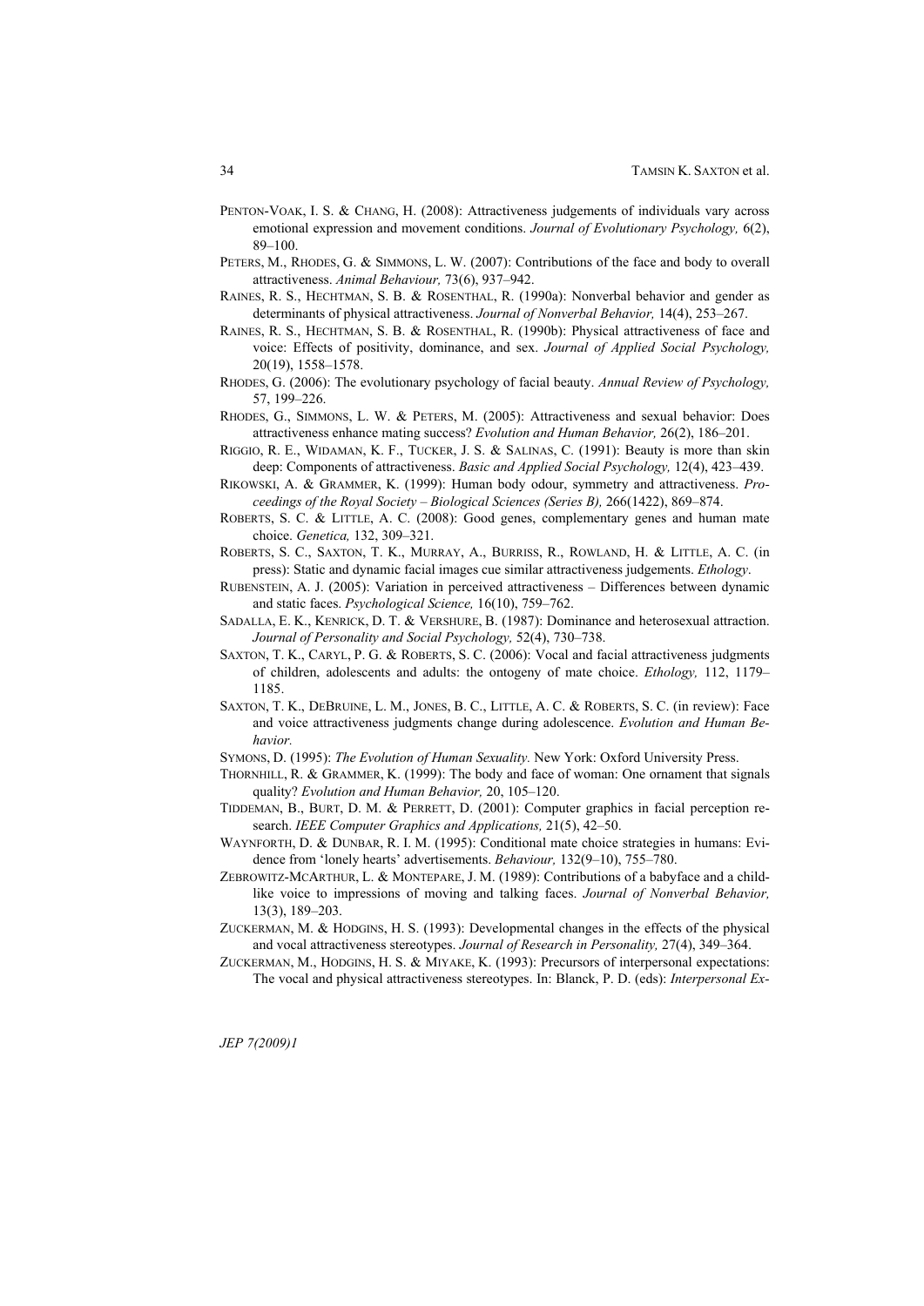PENTON-VOAK, I. S. & CHANG, H. (2008): Attractiveness judgements of individuals vary across emotional expression and movement conditions. *Journal of Evolutionary Psychology,* 6(2), 89–100.

PETERS, M., RHODES, G. & SIMMONS, L. W. (2007): Contributions of the face and body to overall attractiveness. *Animal Behaviour,* 73(6), 937–942.

RAINES, R. S., HECHTMAN, S. B. & ROSENTHAL, R. (1990a): Nonverbal behavior and gender as determinants of physical attractiveness. *Journal of Nonverbal Behavior,* 14(4), 253–267.

RAINES, R. S., HECHTMAN, S. B. & ROSENTHAL, R. (1990b): Physical attractiveness of face and voice: Effects of positivity, dominance, and sex. *Journal of Applied Social Psychology,* 20(19), 1558–1578.

RHODES, G. (2006): The evolutionary psychology of facial beauty. *Annual Review of Psychology,* 57, 199–226.

RHODES, G., SIMMONS, L. W. & PETERS, M. (2005): Attractiveness and sexual behavior: Does attractiveness enhance mating success? *Evolution and Human Behavior,* 26(2), 186–201.

RIGGIO, R. E., WIDAMAN, K. F., TUCKER, J. S. & SALINAS, C. (1991): Beauty is more than skin deep: Components of attractiveness. *Basic and Applied Social Psychology,* 12(4), 423–439.

RIKOWSKI, A. & GRAMMER, K. (1999): Human body odour, symmetry and attractiveness. *Proceedings of the Royal Society – Biological Sciences (Series B),* 266(1422), 869–874.

ROBERTS, S. C. & LITTLE, A. C. (2008): Good genes, complementary genes and human mate choice. *Genetica,* 132, 309–321.

ROBERTS, S. C., SAXTON, T. K., MURRAY, A., BURRISS, R., ROWLAND, H. & LITTLE, A. C. (in press): Static and dynamic facial images cue similar attractiveness judgements. *Ethology*.

RUBENSTEIN, A. J. (2005): Variation in perceived attractiveness – Differences between dynamic and static faces. *Psychological Science,* 16(10), 759–762.

SADALLA, E. K., KENRICK, D. T. & VERSHURE, B. (1987): Dominance and heterosexual attraction. *Journal of Personality and Social Psychology,* 52(4), 730–738.

SAXTON, T. K., CARYL, P. G. & ROBERTS, S. C. (2006): Vocal and facial attractiveness judgments of children, adolescents and adults: the ontogeny of mate choice. *Ethology,* 112, 1179–1185.

SAXTON, T. K., DEBRUINE, L. M., JONES, B. C., LITTLE, A. C. & ROBERTS, S. C. (in review): Face and voice attractiveness judgments change during adolescence. *Evolution and Human Behavior.*

SYMONS, D. (1995): *The Evolution of Human Sexuality.* New York: Oxford University Press.

THORNHILL, R. & GRAMMER, K. (1999): The body and face of woman: One ornament that signals quality? *Evolution and Human Behavior,* 20, 105–120.

TIDDEMAN, B., BURT, D. M. & PERRETT, D. (2001): Computer graphics in facial perception research. *IEEE Computer Graphics and Applications,* 21(5), 42–50.

WAYNFORTH, D. & DUNBAR, R. I. M. (1995): Conditional mate choice strategies in humans: Evidence from 'lonely hearts' advertisements. *Behaviour,* 132(9–10), 755–780.

ZEBROWITZ-MCARTHUR, L. & MONTEPARE, J. M. (1989): Contributions of a babyface and a childlike voice to impressions of moving and talking faces. *Journal of Nonverbal Behavior,* 13(3), 189–203.

ZUCKERMAN, M. & HODGINS, H. S. (1993): Developmental changes in the effects of the physical and vocal attractiveness stereotypes. *Journal of Research in Personality,* 27(4), 349–364.

ZUCKERMAN, M., HODGINS, H. S. & MIYAKE, K. (1993): Precursors of interpersonal expectations: The vocal and physical attractiveness stereotypes. In: Blanck, P. D. (eds): *Interpersonal Ex-*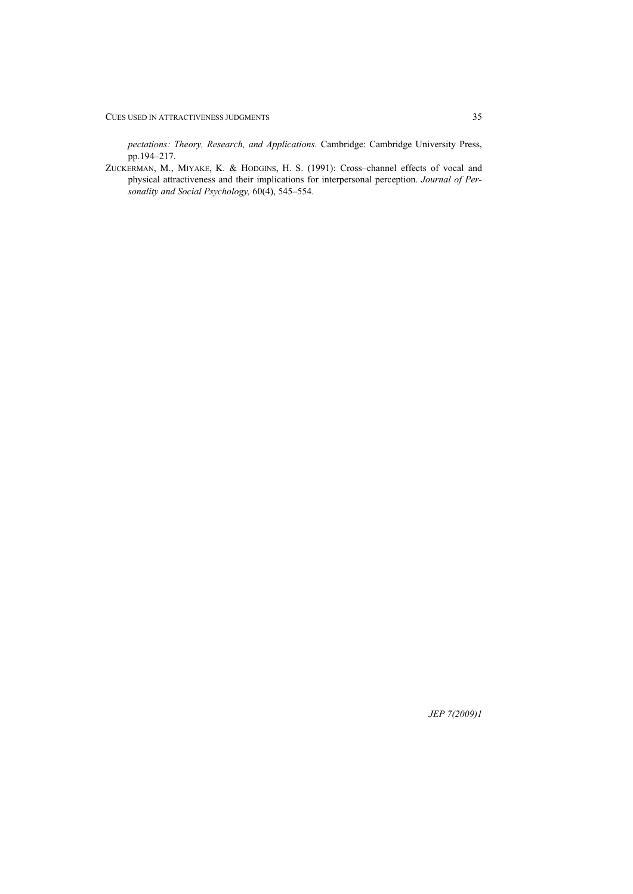*pectations: Theory, Research, and Applications.* Cambridge: Cambridge University Press, pp.194–217.

ZUCKERMAN, M., MIYAKE, K. & HODGINS, H. S. (1991): Cross–channel effects of vocal and physical attractiveness and their implications for interpersonal perception. *Journal of Personality and Social Psychology,* 60(4), 545–554.